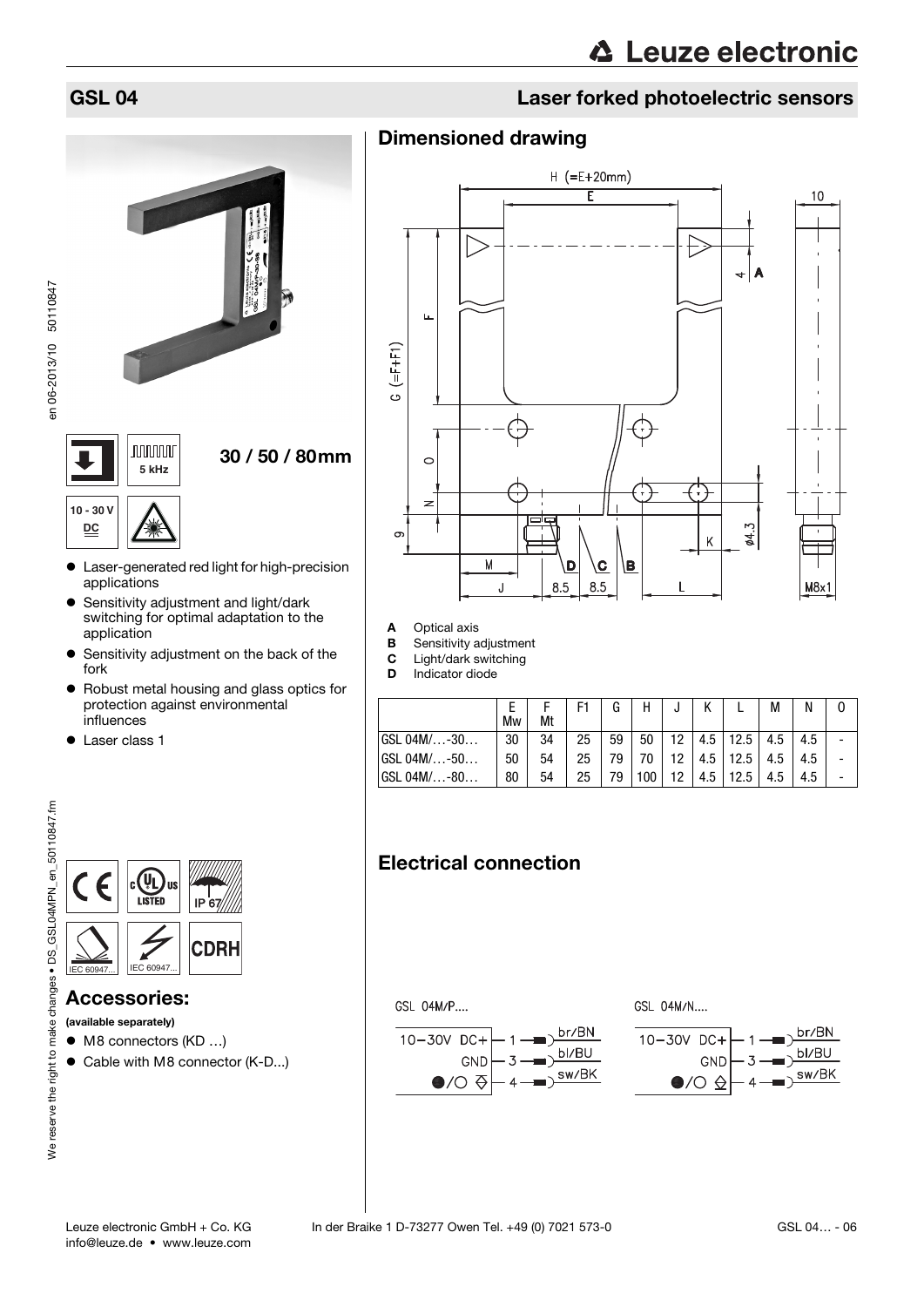# GSL 04

## Laser forked photoelectric sensors

5 kHz

10 - 30 V DC

30 / 50 / 80mm

- Laser-generated red light for high-precision applications
- Sensitivity adjustment and light/dark switching for optimal adaptation to the application
- Sensitivity adjustment on the back of the fork
- Robust metal housing and glass optics for protection against environmental influences
- Laser class 1

IP 67

IEC 60947... IEC 60947... CDRH

## Accessories:

**(available separately)**

- M8 connectors (KD …)
- Cable with M8 connector (K-D...)

## Dimensioned drawing

- **A** Optical axis
- **B** Sensitivity adjustment
- **C** Light/dark switching
- **D** Indicator diode

| | E Mw | F Mt | F1 | G | H | J | K | L | M | N | O |
|---|---|---|---|---|---|---|---|---|---|---|---|
| GSL 04M/…-30… | 30 | 34 | 25 | 59 | 50 | 12 | 4.5 | 12.5 | 4.5 | 4.5 | - |
| GSL 04M/…-50… | 50 | 54 | 25 | 79 | 70 | 12 | 4.5 | 12.5 | 4.5 | 4.5 | - |
| GSL 04M/…-80… | 80 | 54 | 25 | 79 | 100 | 12 | 4.5 | 12.5 | 4.5 | 4.5 | - |

## Electrical connection

GSL 04M/P....

- 10-30V DC+ — 1 — br/BN
- GND — 3 — bl/BU
- ●/○ — 4 — sw/BK

GSL 04M/N....

- 10-30V DC+ — 1 — br/BN
- GND — 3 — bl/BU
- ●/○ — 4 — sw/BK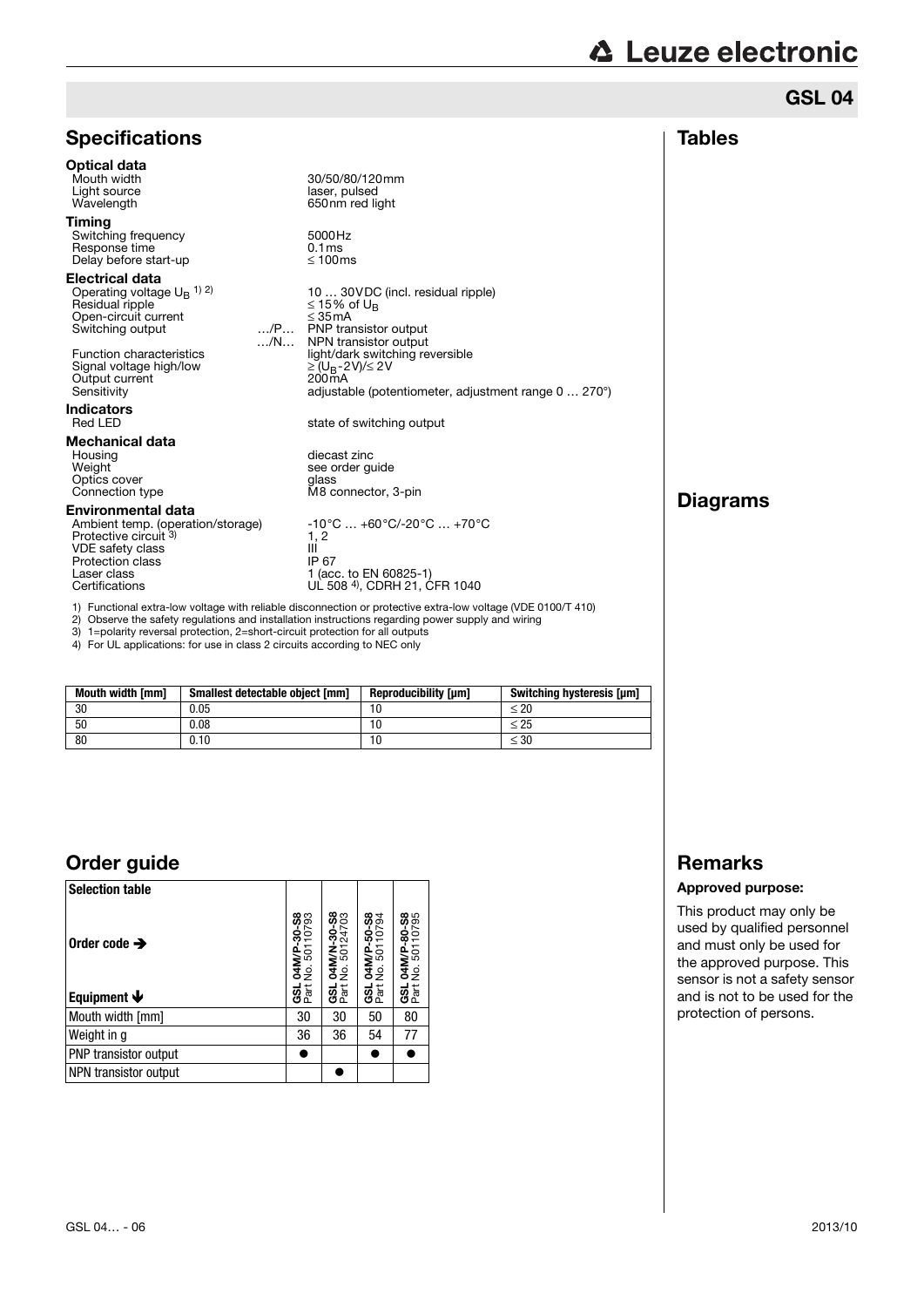# GSL 04

## Specifications

**Optical data**

| | |
|---|---|
| Mouth width | 30/50/80/120mm |
| Light source | laser, pulsed |
| Wavelength | 650nm red light |

**Timing**

| | |
|---|---|
| Switching frequency | 5000Hz |
| Response time | 0.1ms |
| Delay before start-up | ≤ 100ms |

**Electrical data**

| | | |
|---|---|---|
| Operating voltage $U_B$ [1) 2)] | | 10 … 30VDC (incl. residual ripple) |
| Residual ripple | | ≤ 15% of $U_B$ |
| Open-circuit current | | ≤ 35mA |
| Switching output | …/P… | PNP transistor output |
| | …/N… | NPN transistor output |
| Function characteristics | | light/dark switching reversible |
| Signal voltage high/low | | ≥ ($U_B$-2V)/≤ 2V |
| Output current | | 200mA |
| Sensitivity | | adjustable (potentiometer, adjustment range 0 … 270°) |

**Indicators**

| | |
|---|---|
| Red LED | state of switching output |

**Mechanical data**

| | |
|---|---|
| Housing | diecast zinc |
| Weight | see order guide |
| Optics cover | glass |
| Connection type | M8 connector, 3-pin |

**Environmental data**

| | |
|---|---|
| Ambient temp. (operation/storage) | -10°C … +60°C/-20°C … +70°C |
| Protective circuit [3)] | 1, 2 |
| VDE safety class | III |
| Protection class | IP 67 |
| Laser class | 1 (acc. to EN 60825-1) |
| Certifications | UL 508 [4)], CDRH 21, CFR 1040 |

1) Functional extra-low voltage with reliable disconnection or protective extra-low voltage (VDE 0100/T 410)
2) Observe the safety regulations and installation instructions regarding power supply and wiring
3) 1=polarity reversal protection, 2=short-circuit protection for all outputs
4) For UL applications: for use in class 2 circuits according to NEC only

## Tables

| Mouth width [mm] | Smallest detectable object [mm] | Reproducibility [µm] | Switching hysteresis [µm] |
|---|---|---|---|
| 30 | 0.05 | 10 | ≤ 20 |
| 50 | 0.08 | 10 | ≤ 25 |
| 80 | 0.10 | 10 | ≤ 30 |

## Diagrams

## Order guide

| Selection table<br>Order code ➔<br>Equipment 🡻 | GSL 04M/P-30-S8<br>Part No. 50110793 | GSL 04M/N-30-S8<br>Part No. 50124703 | GSL 04M/P-50-S8<br>Part No. 50110794 | GSL 04M/P-80-S8<br>Part No. 50110795 |
|---|---|---|---|---|
| Mouth width [mm] | 30 | 30 | 50 | 80 |
| Weight in g | 36 | 36 | 54 | 77 |
| PNP transistor output | ● | | ● | ● |
| NPN transistor output | | ● | | |

## Remarks

**Approved purpose:**

This product may only be used by qualified personnel and must only be used for the approved purpose. This sensor is not a safety sensor and is not to be used for the protection of persons.

GSL 04… - 06 2013/10